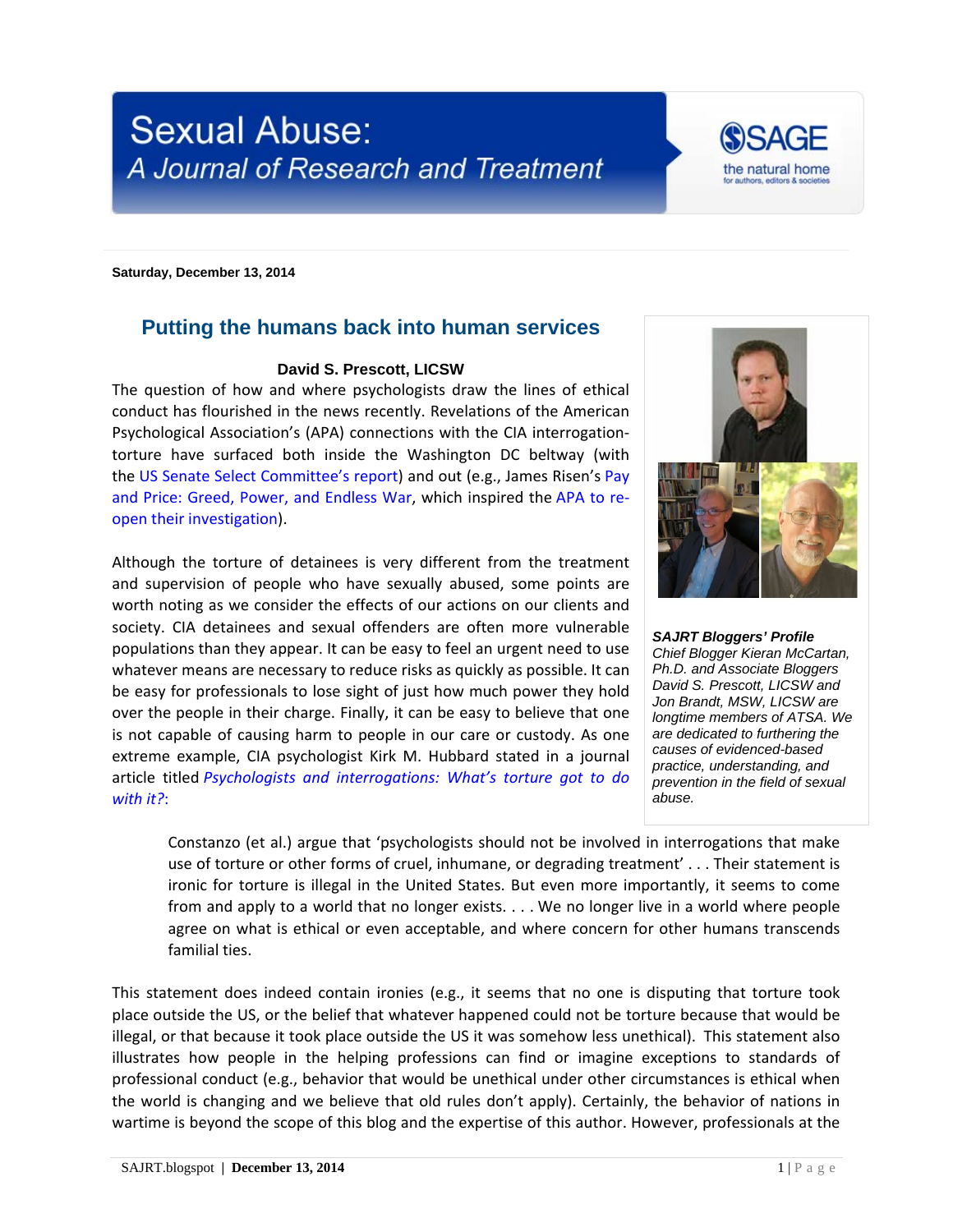# Sexual Abuse: A Journal of Research and Treatment

**Saturday, December 13, 2014**

## Putting the humans back into human services

**David S. Prescott, LICSW**

The question of how and where psychologists draw the lines of ethical conduct has flourished in the news recently. Revelations of the American Psychological Association's (APA) connections with the CIA interrogation-torture have surfaced both inside the Washington DC beltway (with the US Senate Select Committee's report) and out (e.g., James Risen's Pay and Price: Greed, Power, and Endless War, which inspired the APA to re-open their investigation).

Although the torture of detainees is very different from the treatment and supervision of people who have sexually abused, some points are worth noting as we consider the effects of our actions on our clients and society. CIA detainees and sexual offenders are often more vulnerable populations than they appear. It can be easy to feel an urgent need to use whatever means are necessary to reduce risks as quickly as possible. It can be easy for professionals to lose sight of just how much power they hold over the people in their charge. Finally, it can be easy to believe that one is not capable of causing harm to people in our care or custody. As one extreme example, CIA psychologist Kirk M. Hubbard stated in a journal article titled *Psychologists and interrogations: What's torture got to do with it?*:

> Constanzo (et al.) argue that 'psychologists should not be involved in interrogations that make use of torture or other forms of cruel, inhumane, or degrading treatment' . . . Their statement is ironic for torture is illegal in the United States. But even more importantly, it seems to come from and apply to a world that no longer exists. . . . We no longer live in a world where people agree on what is ethical or even acceptable, and where concern for other humans transcends familial ties.

This statement does indeed contain ironies (e.g., it seems that no one is disputing that torture took place outside the US, or the belief that whatever happened could not be torture because that would be illegal, or that because it took place outside the US it was somehow less unethical). This statement also illustrates how people in the helping professions can find or imagine exceptions to standards of professional conduct (e.g., behavior that would be unethical under other circumstances is ethical when the world is changing and we believe that old rules don't apply). Certainly, the behavior of nations in wartime is beyond the scope of this blog and the expertise of this author. However, professionals at the

***SAJRT Bloggers' Profile***
*Chief Blogger Kieran McCartan, Ph.D. and Associate Bloggers David S. Prescott, LICSW and Jon Brandt, MSW, LICSW are longtime members of ATSA. We are dedicated to furthering the causes of evidenced-based practice, understanding, and prevention in the field of sexual abuse.*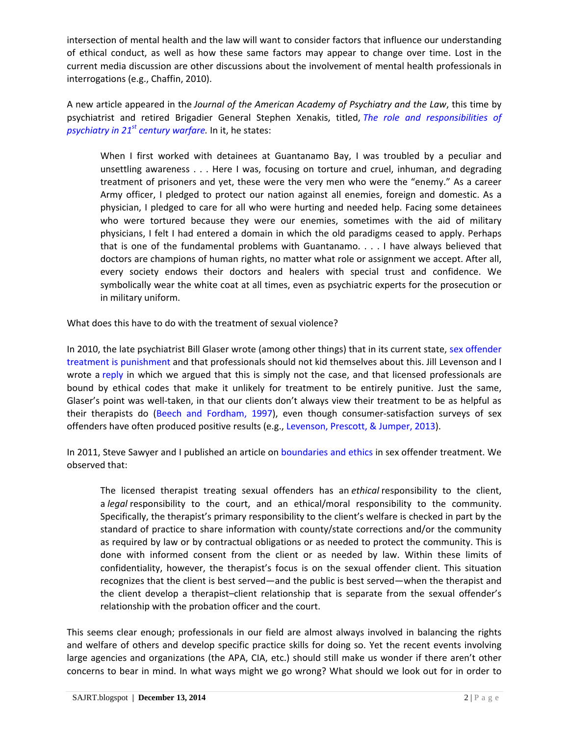intersection of mental health and the law will want to consider factors that influence our understanding of ethical conduct, as well as how these same factors may appear to change over time. Lost in the current media discussion are other discussions about the involvement of mental health professionals in interrogations (e.g., Chaffin, 2010).

A new article appeared in the *Journal of the American Academy of Psychiatry and the Law*, this time by psychiatrist and retired Brigadier General Stephen Xenakis, titled, *The role and responsibilities of psychiatry in 21st century warfare.* In it, he states:

> When I first worked with detainees at Guantanamo Bay, I was troubled by a peculiar and unsettling awareness . . . Here I was, focusing on torture and cruel, inhuman, and degrading treatment of prisoners and yet, these were the very men who were the "enemy." As a career Army officer, I pledged to protect our nation against all enemies, foreign and domestic. As a physician, I pledged to care for all who were hurting and needed help. Facing some detainees who were tortured because they were our enemies, sometimes with the aid of military physicians, I felt I had entered a domain in which the old paradigms ceased to apply. Perhaps that is one of the fundamental problems with Guantanamo. . . . I have always believed that doctors are champions of human rights, no matter what role or assignment we accept. After all, every society endows their doctors and healers with special trust and confidence. We symbolically wear the white coat at all times, even as psychiatric experts for the prosecution or in military uniform.

What does this have to do with the treatment of sexual violence?

In 2010, the late psychiatrist Bill Glaser wrote (among other things) that in its current state, sex offender treatment is punishment and that professionals should not kid themselves about this. Jill Levenson and I wrote a reply in which we argued that this is simply not the case, and that licensed professionals are bound by ethical codes that make it unlikely for treatment to be entirely punitive. Just the same, Glaser's point was well-taken, in that our clients don't always view their treatment to be as helpful as their therapists do (Beech and Fordham, 1997), even though consumer-satisfaction surveys of sex offenders have often produced positive results (e.g., Levenson, Prescott, & Jumper, 2013).

In 2011, Steve Sawyer and I published an article on boundaries and ethics in sex offender treatment. We observed that:

> The licensed therapist treating sexual offenders has an *ethical* responsibility to the client, a *legal* responsibility to the court, and an ethical/moral responsibility to the community. Specifically, the therapist's primary responsibility to the client's welfare is checked in part by the standard of practice to share information with county/state corrections and/or the community as required by law or by contractual obligations or as needed to protect the community. This is done with informed consent from the client or as needed by law. Within these limits of confidentiality, however, the therapist's focus is on the sexual offender client. This situation recognizes that the client is best served—and the public is best served—when the therapist and the client develop a therapist–client relationship that is separate from the sexual offender's relationship with the probation officer and the court.

This seems clear enough; professionals in our field are almost always involved in balancing the rights and welfare of others and develop specific practice skills for doing so. Yet the recent events involving large agencies and organizations (the APA, CIA, etc.) should still make us wonder if there aren't other concerns to bear in mind. In what ways might we go wrong? What should we look out for in order to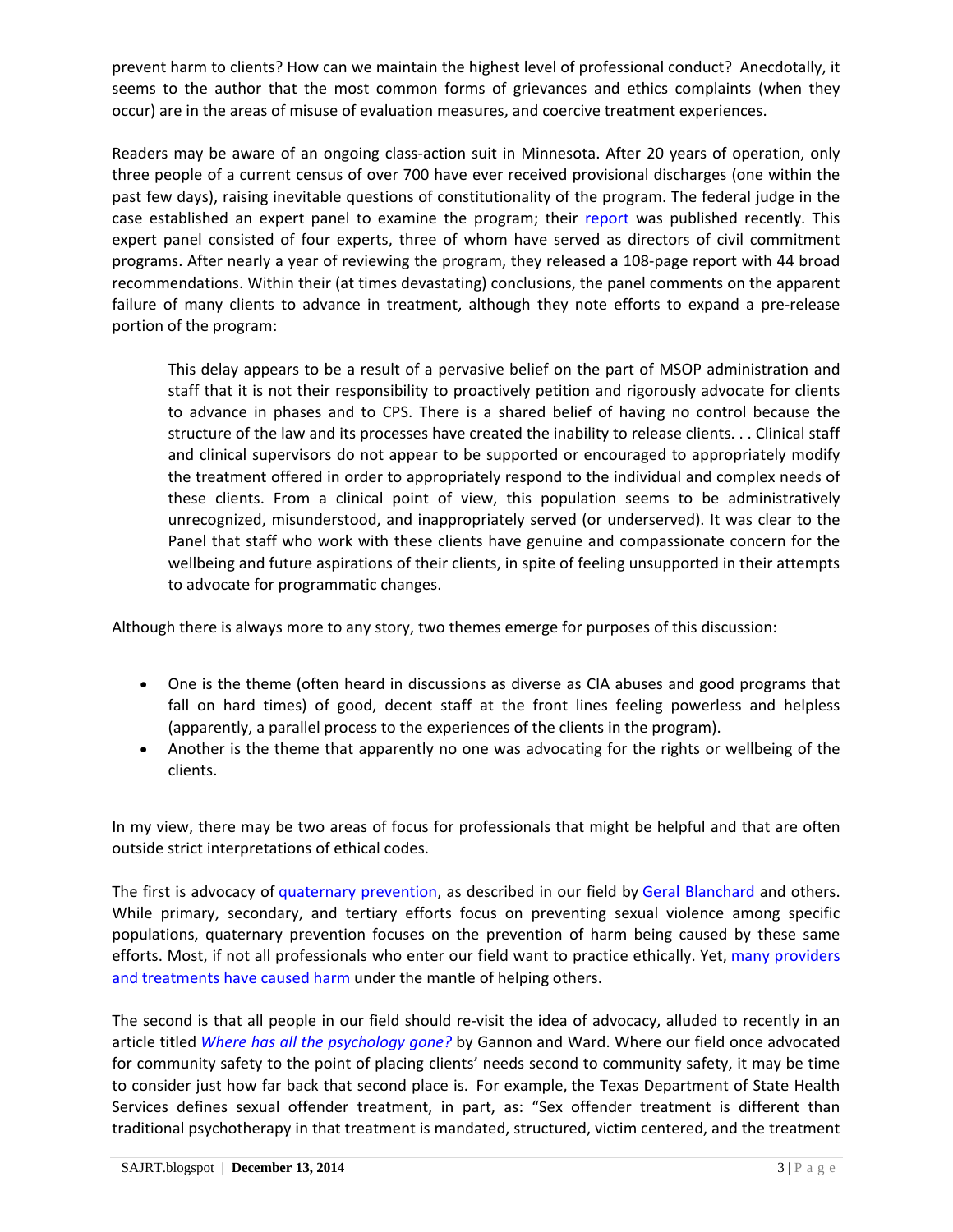prevent harm to clients? How can we maintain the highest level of professional conduct? Anecdotally, it seems to the author that the most common forms of grievances and ethics complaints (when they occur) are in the areas of misuse of evaluation measures, and coercive treatment experiences.

Readers may be aware of an ongoing class-action suit in Minnesota. After 20 years of operation, only three people of a current census of over 700 have ever received provisional discharges (one within the past few days), raising inevitable questions of constitutionality of the program. The federal judge in the case established an expert panel to examine the program; their report was published recently. This expert panel consisted of four experts, three of whom have served as directors of civil commitment programs. After nearly a year of reviewing the program, they released a 108-page report with 44 broad recommendations. Within their (at times devastating) conclusions, the panel comments on the apparent failure of many clients to advance in treatment, although they note efforts to expand a pre-release portion of the program:

> This delay appears to be a result of a pervasive belief on the part of MSOP administration and staff that it is not their responsibility to proactively petition and rigorously advocate for clients to advance in phases and to CPS. There is a shared belief of having no control because the structure of the law and its processes have created the inability to release clients. . . Clinical staff and clinical supervisors do not appear to be supported or encouraged to appropriately modify the treatment offered in order to appropriately respond to the individual and complex needs of these clients. From a clinical point of view, this population seems to be administratively unrecognized, misunderstood, and inappropriately served (or underserved). It was clear to the Panel that staff who work with these clients have genuine and compassionate concern for the wellbeing and future aspirations of their clients, in spite of feeling unsupported in their attempts to advocate for programmatic changes.

Although there is always more to any story, two themes emerge for purposes of this discussion:

- One is the theme (often heard in discussions as diverse as CIA abuses and good programs that fall on hard times) of good, decent staff at the front lines feeling powerless and helpless (apparently, a parallel process to the experiences of the clients in the program).
- Another is the theme that apparently no one was advocating for the rights or wellbeing of the clients.

In my view, there may be two areas of focus for professionals that might be helpful and that are often outside strict interpretations of ethical codes.

The first is advocacy of quaternary prevention, as described in our field by Geral Blanchard and others. While primary, secondary, and tertiary efforts focus on preventing sexual violence among specific populations, quaternary prevention focuses on the prevention of harm being caused by these same efforts. Most, if not all professionals who enter our field want to practice ethically. Yet, many providers and treatments have caused harm under the mantle of helping others.

The second is that all people in our field should re-visit the idea of advocacy, alluded to recently in an article titled *Where has all the psychology gone?* by Gannon and Ward. Where our field once advocated for community safety to the point of placing clients' needs second to community safety, it may be time to consider just how far back that second place is. For example, the Texas Department of State Health Services defines sexual offender treatment, in part, as: "Sex offender treatment is different than traditional psychotherapy in that treatment is mandated, structured, victim centered, and the treatment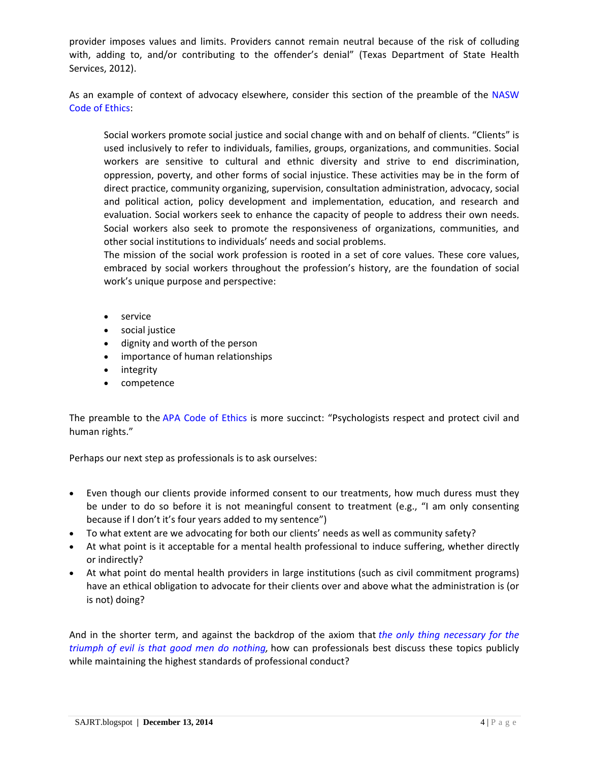provider imposes values and limits. Providers cannot remain neutral because of the risk of colluding with, adding to, and/or contributing to the offender's denial" (Texas Department of State Health Services, 2012).

As an example of context of advocacy elsewhere, consider this section of the preamble of the NASW Code of Ethics:

> Social workers promote social justice and social change with and on behalf of clients. "Clients" is used inclusively to refer to individuals, families, groups, organizations, and communities. Social workers are sensitive to cultural and ethnic diversity and strive to end discrimination, oppression, poverty, and other forms of social injustice. These activities may be in the form of direct practice, community organizing, supervision, consultation administration, advocacy, social and political action, policy development and implementation, education, and research and evaluation. Social workers seek to enhance the capacity of people to address their own needs. Social workers also seek to promote the responsiveness of organizations, communities, and other social institutions to individuals' needs and social problems.
>
> The mission of the social work profession is rooted in a set of core values. These core values, embraced by social workers throughout the profession's history, are the foundation of social work's unique purpose and perspective:
>
> - service
> - social justice
> - dignity and worth of the person
> - importance of human relationships
> - integrity
> - competence

The preamble to the APA Code of Ethics is more succinct: "Psychologists respect and protect civil and human rights."

Perhaps our next step as professionals is to ask ourselves:

- Even though our clients provide informed consent to our treatments, how much duress must they be under to do so before it is not meaningful consent to treatment (e.g., "I am only consenting because if I don't it's four years added to my sentence")
- To what extent are we advocating for both our clients' needs as well as community safety?
- At what point is it acceptable for a mental health professional to induce suffering, whether directly or indirectly?
- At what point do mental health providers in large institutions (such as civil commitment programs) have an ethical obligation to advocate for their clients over and above what the administration is (or is not) doing?

And in the shorter term, and against the backdrop of the axiom that *the only thing necessary for the triumph of evil is that good men do nothing,* how can professionals best discuss these topics publicly while maintaining the highest standards of professional conduct?